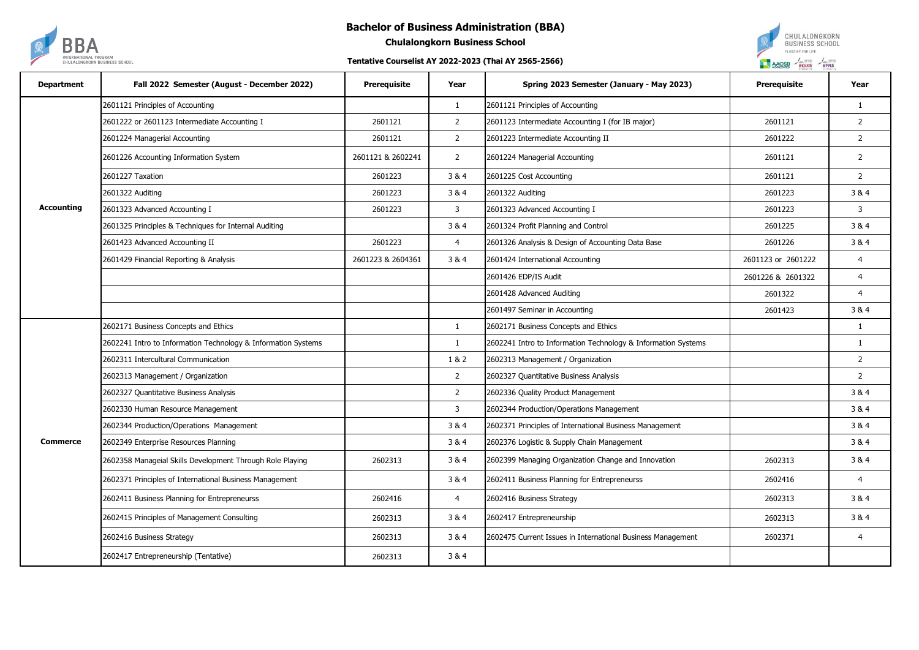# Bachelor of Business Administration (BBA)

**Chulalongkorn Business School**

**Tentative Courselist AY 2022-2023 (Thai AY 2565-2566)**

| Department | Fall 2022 Semester (August - December 2022) | Prerequisite | Year | Spring 2023 Semester (January - May 2023) | Prerequisite | Year |
|---|---|---|---|---|---|---|
| Accounting | 2601121 Principles of Accounting | | 1 | 2601121 Principles of Accounting | | 1 |
| | 2601222 or 2601123 Intermediate Accounting I | 2601121 | 2 | 2601123 Intermediate Accounting I (for IB major) | 2601121 | 2 |
| | 2601224 Managerial Accounting | 2601121 | 2 | 2601223 Intermediate Accounting II | 2601222 | 2 |
| | 2601226 Accounting Information System | 2601121 & 2602241 | 2 | 2601224 Managerial Accounting | 2601121 | 2 |
| | 2601227 Taxation | 2601223 | 3 & 4 | 2601225 Cost Accounting | 2601121 | 2 |
| | 2601322 Auditing | 2601223 | 3 & 4 | 2601322 Auditing | 2601223 | 3 & 4 |
| | 2601323 Advanced Accounting I | 2601223 | 3 | 2601323 Advanced Accounting I | 2601223 | 3 |
| | 2601325 Principles & Techniques for Internal Auditing | | 3 & 4 | 2601324 Profit Planning and Control | 2601225 | 3 & 4 |
| | 2601423 Advanced Accounting II | 2601223 | 4 | 2601326 Analysis & Design of Accounting Data Base | 2601226 | 3 & 4 |
| | 2601429 Financial Reporting & Analysis | 2601223 & 2604361 | 3 & 4 | 2601424 International Accounting | 2601123 or 2601222 | 4 |
| | | | | 2601426 EDP/IS Audit | 2601226 & 2601322 | 4 |
| | | | | 2601428 Advanced Auditing | 2601322 | 4 |
| | | | | 2601497 Seminar in Accounting | 2601423 | 3 & 4 |
| Commerce | 2602171 Business Concepts and Ethics | | 1 | 2602171 Business Concepts and Ethics | | 1 |
| | 2602241 Intro to Information Technology & Information Systems | | 1 | 2602241 Intro to Information Technology & Information Systems | | 1 |
| | 2602311 Intercultural Communication | | 1 & 2 | 2602313 Management / Organization | | 2 |
| | 2602313 Management / Organization | | 2 | 2602327 Quantitative Business Analysis | | 2 |
| | 2602327 Quantitative Business Analysis | | 2 | 2602336 Quality Product Management | | 3 & 4 |
| | 2602330 Human Resource Management | | 3 | 2602344 Production/Operations Management | | 3 & 4 |
| | 2602344 Production/Operations Management | | 3 & 4 | 2602371 Principles of International Business Management | | 3 & 4 |
| | 2602349 Enterprise Resources Planning | | 3 & 4 | 2602376 Logistic & Supply Chain Management | | 3 & 4 |
| | 2602358 Manageial Skills Development Through Role Playing | 2602313 | 3 & 4 | 2602399 Managing Organization Change and Innovation | 2602313 | 3 & 4 |
| | 2602371 Principles of International Business Management | | 3 & 4 | 2602411 Business Planning for Entrepreneurss | 2602416 | 4 |
| | 2602411 Business Planning for Entrepreneurss | 2602416 | 4 | 2602416 Business Strategy | 2602313 | 3 & 4 |
| | 2602415 Principles of Management Consulting | 2602313 | 3 & 4 | 2602417 Entrepreneurship | 2602313 | 3 & 4 |
| | 2602416 Business Strategy | 2602313 | 3 & 4 | 2602475 Current Issues in International Business Management | 2602371 | 4 |
| | 2602417 Entrepreneurship (Tentative) | 2602313 | 3 & 4 | | | |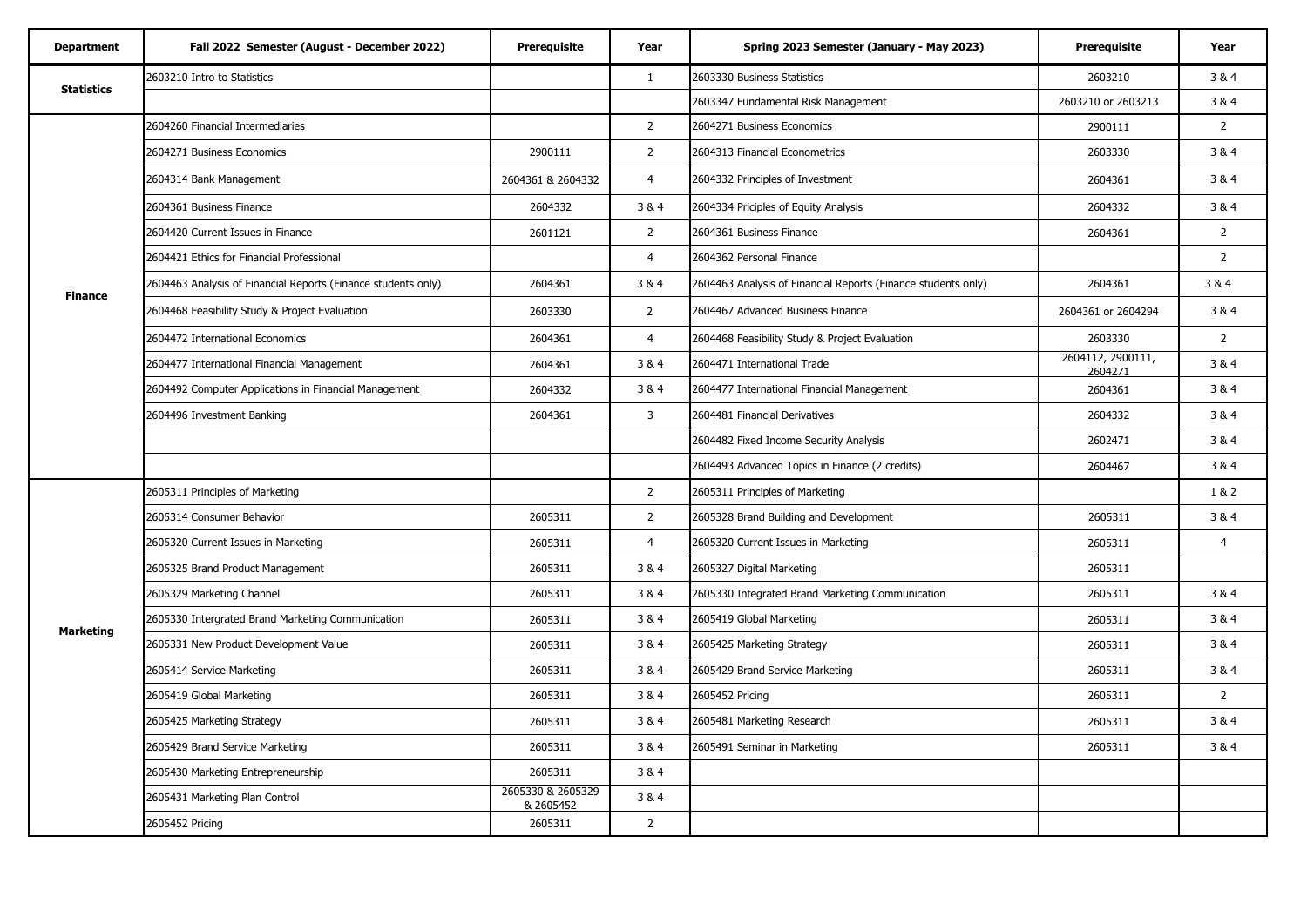| Department | Fall 2022 Semester (August - December 2022) | Prerequisite | Year | Spring 2023 Semester (January - May 2023) | Prerequisite | Year |
|---|---|---|---|---|---|---|
| **Statistics** | 2603210 Intro to Statistics | | 1 | 2603330 Business Statistics | 2603210 | 3 & 4 |
| | | | | 2603347 Fundamental Risk Management | 2603210 or 2603213 | 3 & 4 |
| **Finance** | 2604260 Financial Intermediaries | | 2 | 2604271 Business Economics | 2900111 | 2 |
| | 2604271 Business Economics | 2900111 | 2 | 2604313 Financial Econometrics | 2603330 | 3 & 4 |
| | 2604314 Bank Management | 2604361 & 2604332 | 4 | 2604332 Principles of Investment | 2604361 | 3 & 4 |
| | 2604361 Business Finance | 2604332 | 3 & 4 | 2604334 Priciples of Equity Analysis | 2604332 | 3 & 4 |
| | 2604420 Current Issues in Finance | 2601121 | 2 | 2604361 Business Finance | 2604361 | 2 |
| | 2604421 Ethics for Financial Professional | | 4 | 2604362 Personal Finance | | 2 |
| | 2604463 Analysis of Financial Reports (Finance students only) | 2604361 | 3 & 4 | 2604463 Analysis of Financial Reports (Finance students only) | 2604361 | 3 & 4 |
| | 2604468 Feasibility Study & Project Evaluation | 2603330 | 2 | 2604467 Advanced Business Finance | 2604361 or 2604294 | 3 & 4 |
| | 2604472 International Economics | 2604361 | 4 | 2604468 Feasibility Study & Project Evaluation | 2603330 | 2 |
| | 2604477 International Financial Management | 2604361 | 3 & 4 | 2604471 International Trade | 2604112, 2900111, 2604271 | 3 & 4 |
| | 2604492 Computer Applications in Financial Management | 2604332 | 3 & 4 | 2604477 International Financial Management | 2604361 | 3 & 4 |
| | 2604496 Investment Banking | 2604361 | 3 | 2604481 Financial Derivatives | 2604332 | 3 & 4 |
| | | | | 2604482 Fixed Income Security Analysis | 2602471 | 3 & 4 |
| | | | | 2604493 Advanced Topics in Finance (2 credits) | 2604467 | 3 & 4 |
| **Marketing** | 2605311 Principles of Marketing | | 2 | 2605311 Principles of Marketing | | 1 & 2 |
| | 2605314 Consumer Behavior | 2605311 | 2 | 2605328 Brand Building and Development | 2605311 | 3 & 4 |
| | 2605320 Current Issues in Marketing | 2605311 | 4 | 2605320 Current Issues in Marketing | 2605311 | 4 |
| | 2605325 Brand Product Management | 2605311 | 3 & 4 | 2605327 Digital Marketing | 2605311 | |
| | 2605329 Marketing Channel | 2605311 | 3 & 4 | 2605330 Integrated Brand Marketing Communication | 2605311 | 3 & 4 |
| | 2605330 Intergrated Brand Marketing Communication | 2605311 | 3 & 4 | 2605419 Global Marketing | 2605311 | 3 & 4 |
| | 2605331 New Product Development Value | 2605311 | 3 & 4 | 2605425 Marketing Strategy | 2605311 | 3 & 4 |
| | 2605414 Service Marketing | 2605311 | 3 & 4 | 2605429 Brand Service Marketing | 2605311 | 3 & 4 |
| | 2605419 Global Marketing | 2605311 | 3 & 4 | 2605452 Pricing | 2605311 | 2 |
| | 2605425 Marketing Strategy | 2605311 | 3 & 4 | 2605481 Marketing Research | 2605311 | 3 & 4 |
| | 2605429 Brand Service Marketing | 2605311 | 3 & 4 | 2605491 Seminar in Marketing | 2605311 | 3 & 4 |
| | 2605430 Marketing Entrepreneurship | 2605311 | 3 & 4 | | | |
| | 2605431 Marketing Plan Control | 2605330 & 2605329 & 2605452 | 3 & 4 | | | |
| | 2605452 Pricing | 2605311 | 2 | | | |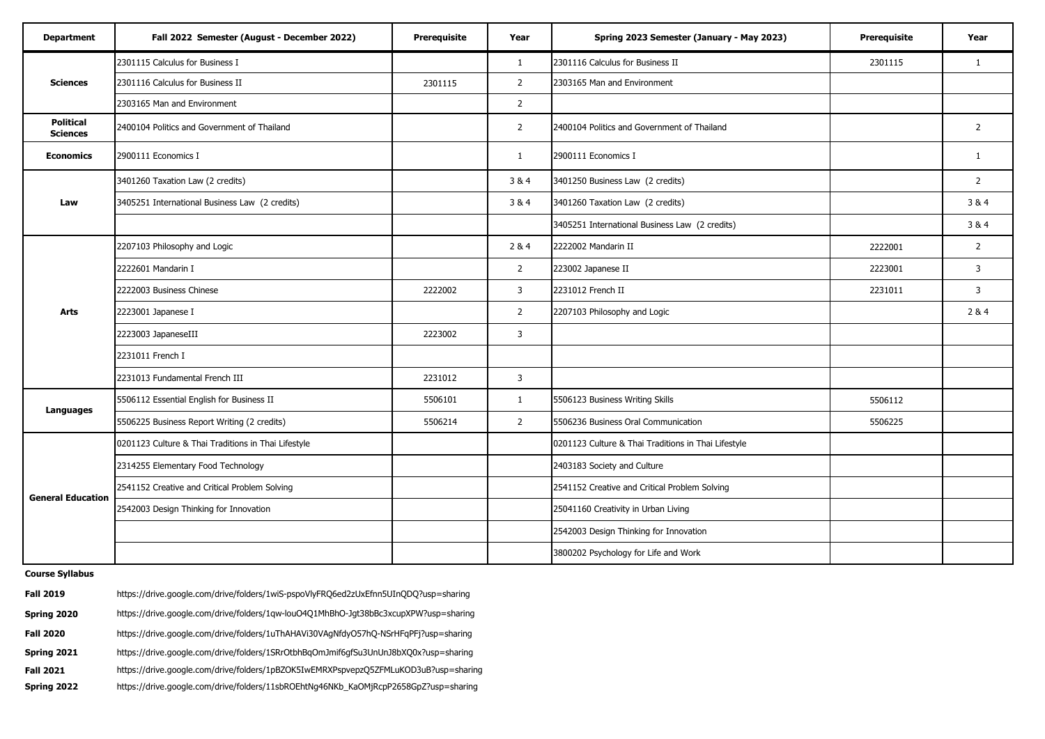| Department | Fall 2022 Semester (August - December 2022) | Prerequisite | Year | Spring 2023 Semester (January - May 2023) | Prerequisite | Year |
|---|---|---|---|---|---|---|
| Sciences | 2301115 Calculus for Business I | | 1 | 2301116 Calculus for Business II | 2301115 | 1 |
| | 2301116 Calculus for Business II | 2301115 | 2 | 2303165 Man and Environment | | |
| | 2303165 Man and Environment | | 2 | | | |
| Political Sciences | 2400104 Politics and Government of Thailand | | 2 | 2400104 Politics and Government of Thailand | | 2 |
| Economics | 2900111 Economics I | | 1 | 2900111 Economics I | | 1 |
| Law | 3401260 Taxation Law (2 credits) | | 3 & 4 | 3401250 Business Law (2 credits) | | 2 |
| | 3405251 International Business Law (2 credits) | | 3 & 4 | 3401260 Taxation Law (2 credits) | | 3 & 4 |
| | | | | 3405251 International Business Law (2 credits) | | 3 & 4 |
| Arts | 2207103 Philosophy and Logic | | 2 & 4 | 2222002 Mandarin II | 2222001 | 2 |
| | 2222601 Mandarin I | | 2 | 223002 Japanese II | 2223001 | 3 |
| | 2222003 Business Chinese | 2222002 | 3 | 2231012 French II | 2231011 | 3 |
| | 2223001 Japanese I | | 2 | 2207103 Philosophy and Logic | | 2 & 4 |
| | 2223003 JapaneseIII | 2223002 | 3 | | | |
| | 2231011 French I | | | | | |
| | 2231013 Fundamental French III | 2231012 | 3 | | | |
| Languages | 5506112 Essential English for Business II | 5506101 | 1 | 5506123 Business Writing Skills | 5506112 | |
| | 5506225 Business Report Writing (2 credits) | 5506214 | 2 | 5506236 Business Oral Communication | 5506225 | |
| General Education | 0201123 Culture & Thai Traditions in Thai Lifestyle | | | 0201123 Culture & Thai Traditions in Thai Lifestyle | | |
| | 2314255 Elementary Food Technology | | | 2403183 Society and Culture | | |
| | 2541152 Creative and Critical Problem Solving | | | 2541152 Creative and Critical Problem Solving | | |
| | 2542003 Design Thinking for Innovation | | | 25041160 Creativity in Urban Living | | |
| | | | | 2542003 Design Thinking for Innovation | | |
| | | | | 3800202 Psychology for Life and Work | | |

**Course Syllabus**

| | |
|---|---|
| **Fall 2019** | https://drive.google.com/drive/folders/1wiS-pspoVlyFRQ6ed2zUxEfnn5UInQDQ?usp=sharing |
| **Spring 2020** | https://drive.google.com/drive/folders/1qw-louO4Q1MhBhO-Jgt38bBc3xcupXPW?usp=sharing |
| **Fall 2020** | https://drive.google.com/drive/folders/1uThAHAVi30VAgNfdyO57hQ-NSrHFqPFj?usp=sharing |
| **Spring 2021** | https://drive.google.com/drive/folders/1SRrOtbhBqOmJmif6gfSu3UnUnJ8bXQ0x?usp=sharing |
| **Fall 2021** | https://drive.google.com/drive/folders/1pBZOK5IwEMRXPspvepzQ5ZFMLuKOD3uB?usp=sharing |
| **Spring 2022** | https://drive.google.com/drive/folders/11sbROEhtNg46NKb_KaOMjRcpP2658GpZ?usp=sharing |